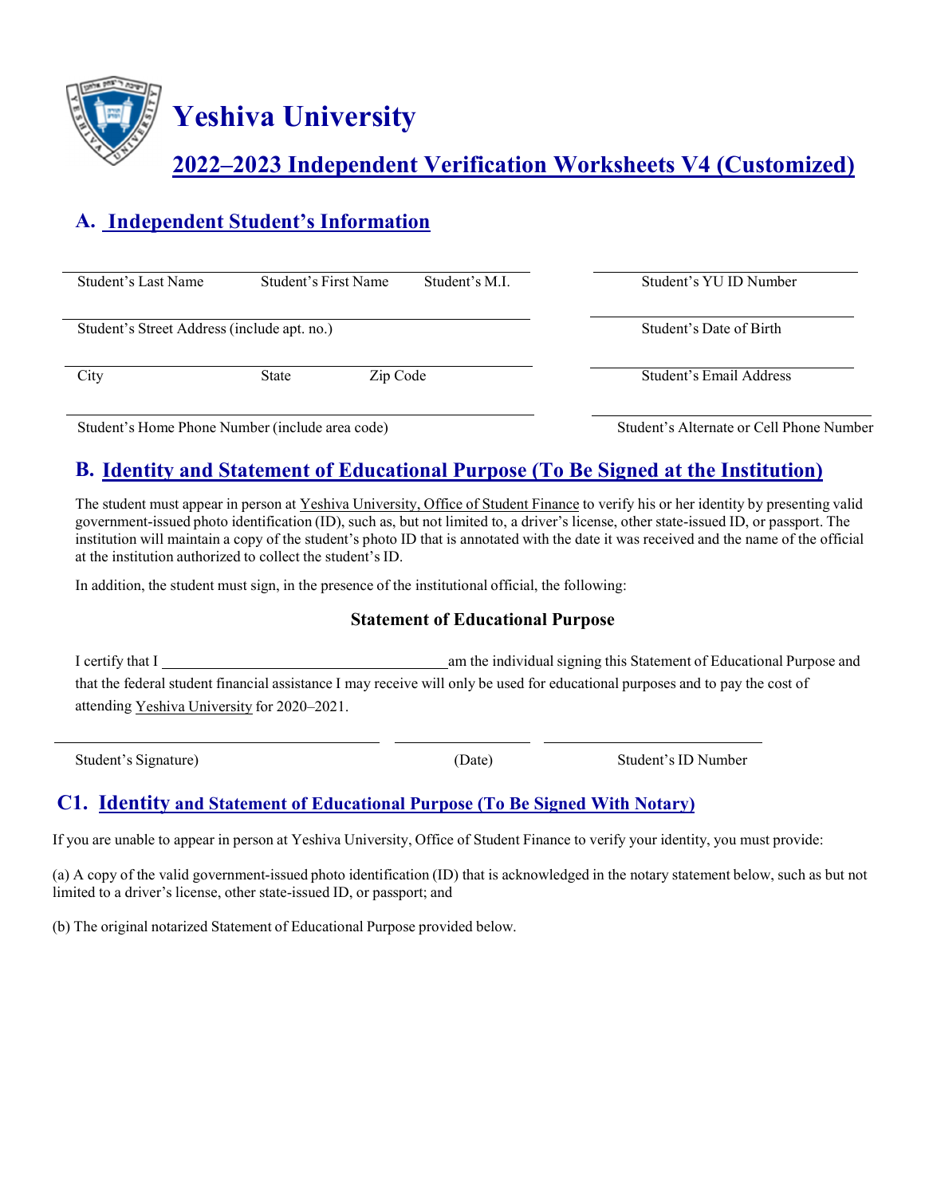# Yeshiva University

## 2022–2023 Independent Verification Worksheets V4 (Customized)

## A. Independent Student's Information

| | |
|---|---|
| Student's Last Name &nbsp;&nbsp;&nbsp; Student's First Name &nbsp;&nbsp;&nbsp; Student's M.I. | Student's YU ID Number |
| Student's Street Address (include apt. no.) | Student's Date of Birth |
| City &nbsp;&nbsp;&nbsp; State &nbsp;&nbsp;&nbsp; Zip Code | Student's Email Address |
| Student's Home Phone Number (include area code) | Student's Alternate or Cell Phone Number |

## B. Identity and Statement of Educational Purpose (To Be Signed at the Institution)

The student must appear in person at Yeshiva University, Office of Student Finance to verify his or her identity by presenting valid government-issued photo identification (ID), such as, but not limited to, a driver's license, other state-issued ID, or passport. The institution will maintain a copy of the student's photo ID that is annotated with the date it was received and the name of the official at the institution authorized to collect the student's ID.

In addition, the student must sign, in the presence of the institutional official, the following:

**Statement of Educational Purpose**

I certify that I ______________________________ am the individual signing this Statement of Educational Purpose and that the federal student financial assistance I may receive will only be used for educational purposes and to pay the cost of attending Yeshiva University for 2020–2021.

| ______________________ | ______________ | ______________________ |
|---|---|---|
| Student's Signature) | (Date) | Student's ID Number |

## C1. Identity and Statement of Educational Purpose (To Be Signed With Notary)

If you are unable to appear in person at Yeshiva University, Office of Student Finance to verify your identity, you must provide:

(a) A copy of the valid government-issued photo identification (ID) that is acknowledged in the notary statement below, such as but not limited to a driver's license, other state-issued ID, or passport; and

(b) The original notarized Statement of Educational Purpose provided below.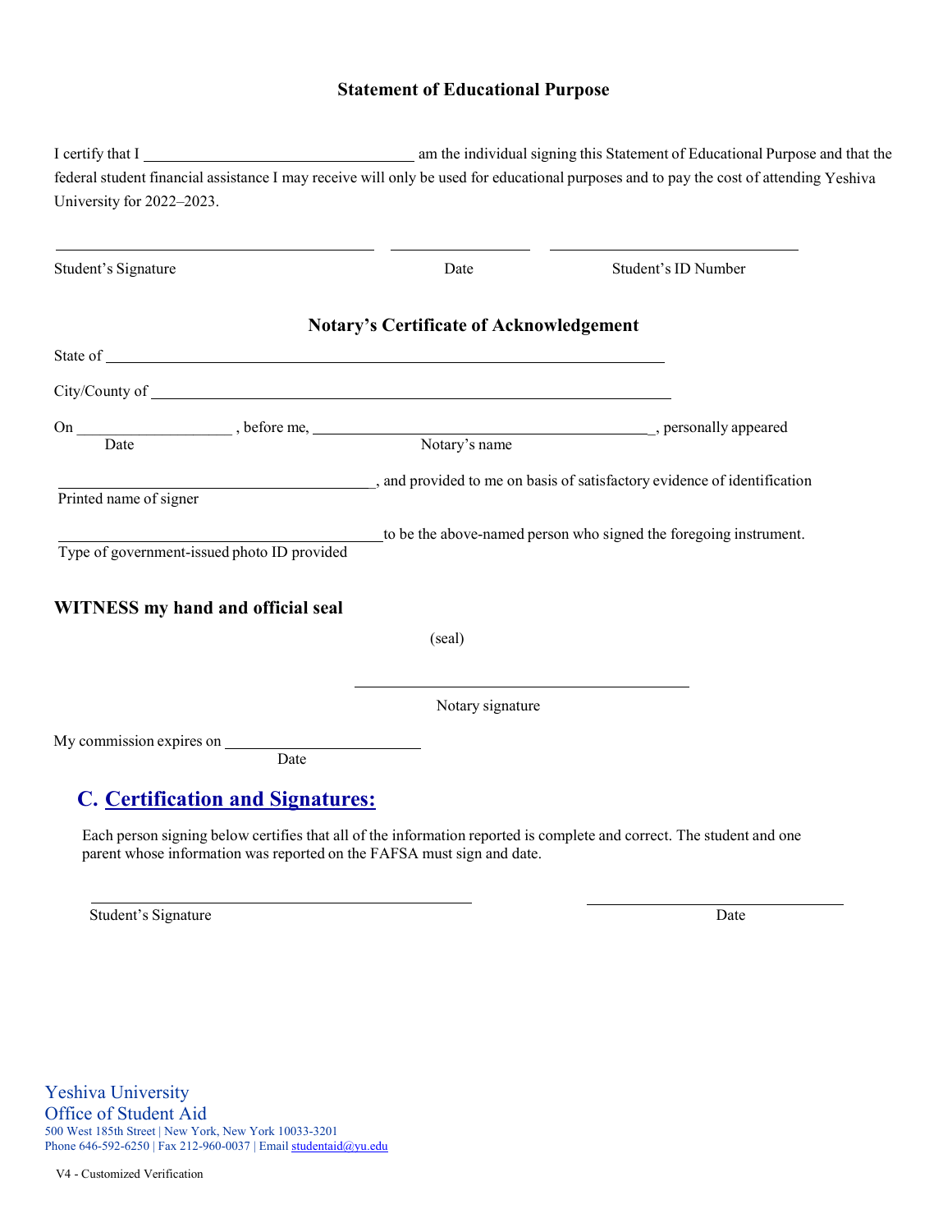## Statement of Educational Purpose

I certify that I ______________________________ am the individual signing this Statement of Educational Purpose and that the federal student financial assistance I may receive will only be used for educational purposes and to pay the cost of attending Yeshiva University for 2022–2023.

______________________________ ______________ ______________________________

Student's Signature Date Student's ID Number

## Notary's Certificate of Acknowledgement

State of ______________________________________________________________

City/County of __________________________________________________________

On ____________________ , before me, ________________________________________, personally appeared

Date Notary's name

________________________________________, and provided to me on basis of satisfactory evidence of identification

Printed name of signer

________________________________________ to be the above-named person who signed the foregoing instrument.

Type of government-issued photo ID provided

**WITNESS my hand and official seal**

(seal)

________________________________________

Notary signature

My commission expires on ________________________

Date

## C. Certification and Signatures:

Each person signing below certifies that all of the information reported is complete and correct. The student and one parent whose information was reported on the FAFSA must sign and date.

________________________________________ ______________________________

Student's Signature Date

Yeshiva University
Office of Student Aid
500 West 185th Street | New York, New York 10033-3201
Phone 646-592-6250 | Fax 212-960-0037 | Email studentaid@yu.edu

V4 - Customized Verification